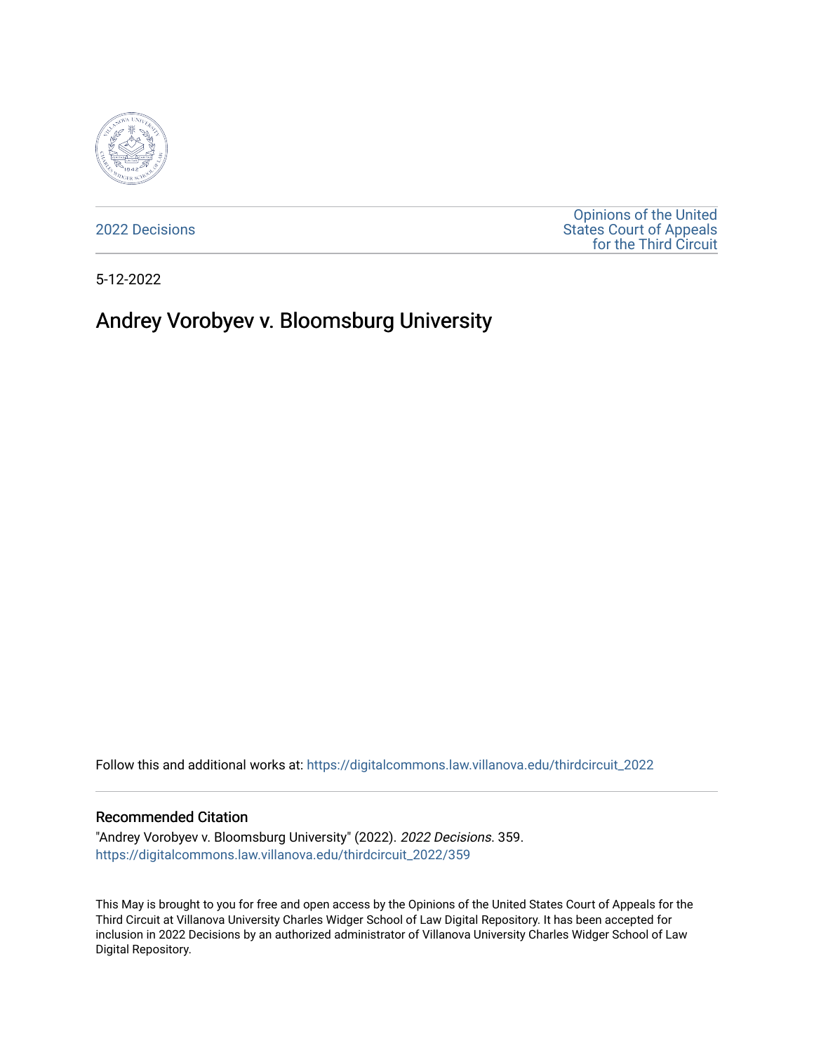2022 Decisions

Opinions of the United States Court of Appeals for the Third Circuit

5-12-2022

# Andrey Vorobyev v. Bloomsburg University

Follow this and additional works at: https://digitalcommons.law.villanova.edu/thirdcircuit_2022

## Recommended Citation

"Andrey Vorobyev v. Bloomsburg University" (2022). *2022 Decisions*. 359.
https://digitalcommons.law.villanova.edu/thirdcircuit_2022/359

This May is brought to you for free and open access by the Opinions of the United States Court of Appeals for the Third Circuit at Villanova University Charles Widger School of Law Digital Repository. It has been accepted for inclusion in 2022 Decisions by an authorized administrator of Villanova University Charles Widger School of Law Digital Repository.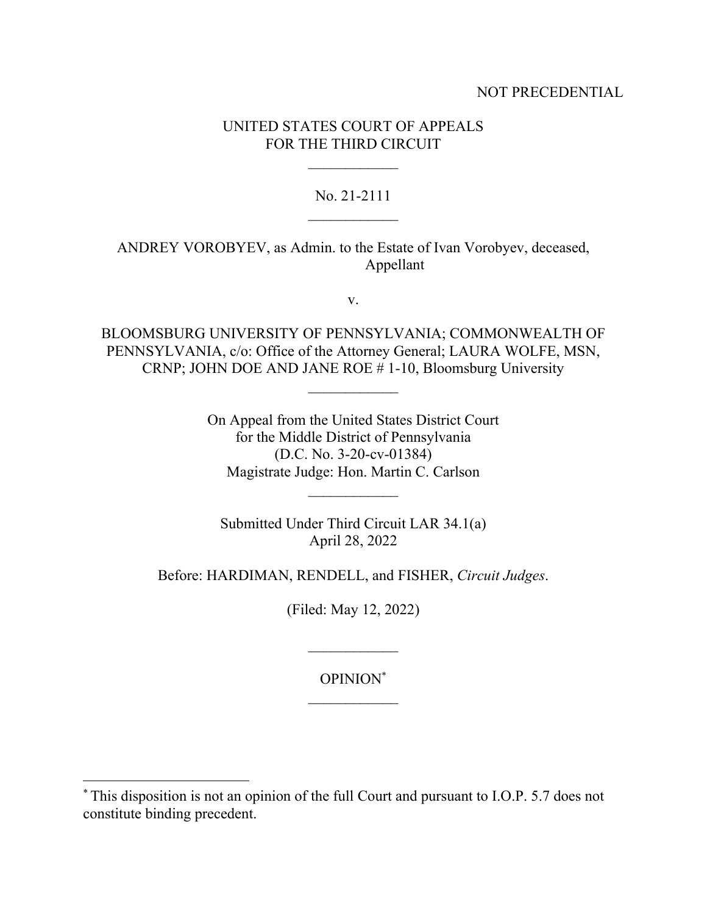NOT PRECEDENTIAL

UNITED STATES COURT OF APPEALS
FOR THE THIRD CIRCUIT

\_\_\_\_\_\_\_\_\_\_\_\_

No. 21-2111

\_\_\_\_\_\_\_\_\_\_\_\_

ANDREY VOROBYEV, as Admin. to the Estate of Ivan Vorobyev, deceased,
Appellant

v.

BLOOMSBURG UNIVERSITY OF PENNSYLVANIA; COMMONWEALTH OF PENNSYLVANIA, c/o: Office of the Attorney General; LAURA WOLFE, MSN, CRNP; JOHN DOE AND JANE ROE # 1-10, Bloomsburg University

\_\_\_\_\_\_\_\_\_\_\_\_

On Appeal from the United States District Court
for the Middle District of Pennsylvania
(D.C. No. 3-20-cv-01384)
Magistrate Judge: Hon. Martin C. Carlson

\_\_\_\_\_\_\_\_\_\_\_\_

Submitted Under Third Circuit LAR 34.1(a)
April 28, 2022

Before: HARDIMAN, RENDELL, and FISHER, *Circuit Judges*.

(Filed: May 12, 2022)

\_\_\_\_\_\_\_\_\_\_\_\_

OPINION[*]

\_\_\_\_\_\_\_\_\_\_\_\_

[*] This disposition is not an opinion of the full Court and pursuant to I.O.P. 5.7 does not constitute binding precedent.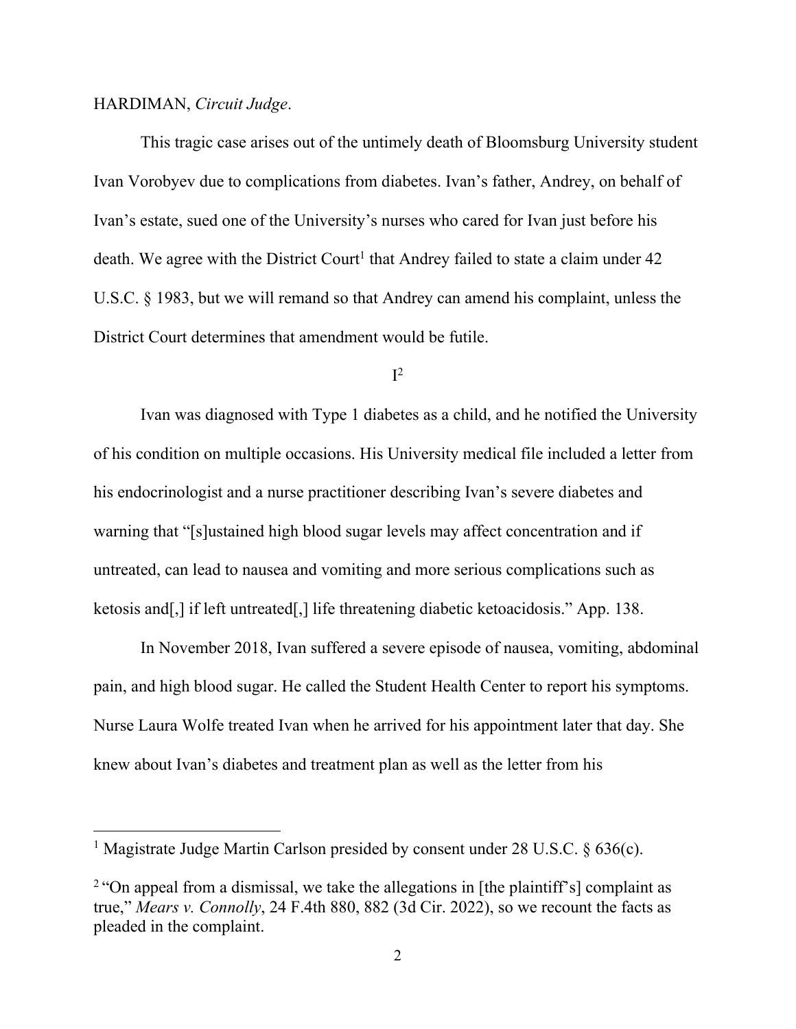HARDIMAN, *Circuit Judge*.

This tragic case arises out of the untimely death of Bloomsburg University student Ivan Vorobyev due to complications from diabetes. Ivan's father, Andrey, on behalf of Ivan's estate, sued one of the University's nurses who cared for Ivan just before his death. We agree with the District Court[1] that Andrey failed to state a claim under 42 U.S.C. § 1983, but we will remand so that Andrey can amend his complaint, unless the District Court determines that amendment would be futile.

I[2]

Ivan was diagnosed with Type 1 diabetes as a child, and he notified the University of his condition on multiple occasions. His University medical file included a letter from his endocrinologist and a nurse practitioner describing Ivan's severe diabetes and warning that "[s]ustained high blood sugar levels may affect concentration and if untreated, can lead to nausea and vomiting and more serious complications such as ketosis and[,] if left untreated[,] life threatening diabetic ketoacidosis." App. 138.

In November 2018, Ivan suffered a severe episode of nausea, vomiting, abdominal pain, and high blood sugar. He called the Student Health Center to report his symptoms. Nurse Laura Wolfe treated Ivan when he arrived for his appointment later that day. She knew about Ivan's diabetes and treatment plan as well as the letter from his

[1] Magistrate Judge Martin Carlson presided by consent under 28 U.S.C. § 636(c).

[2] "On appeal from a dismissal, we take the allegations in [the plaintiff's] complaint as true," *Mears v. Connolly*, 24 F.4th 880, 882 (3d Cir. 2022), so we recount the facts as pleaded in the complaint.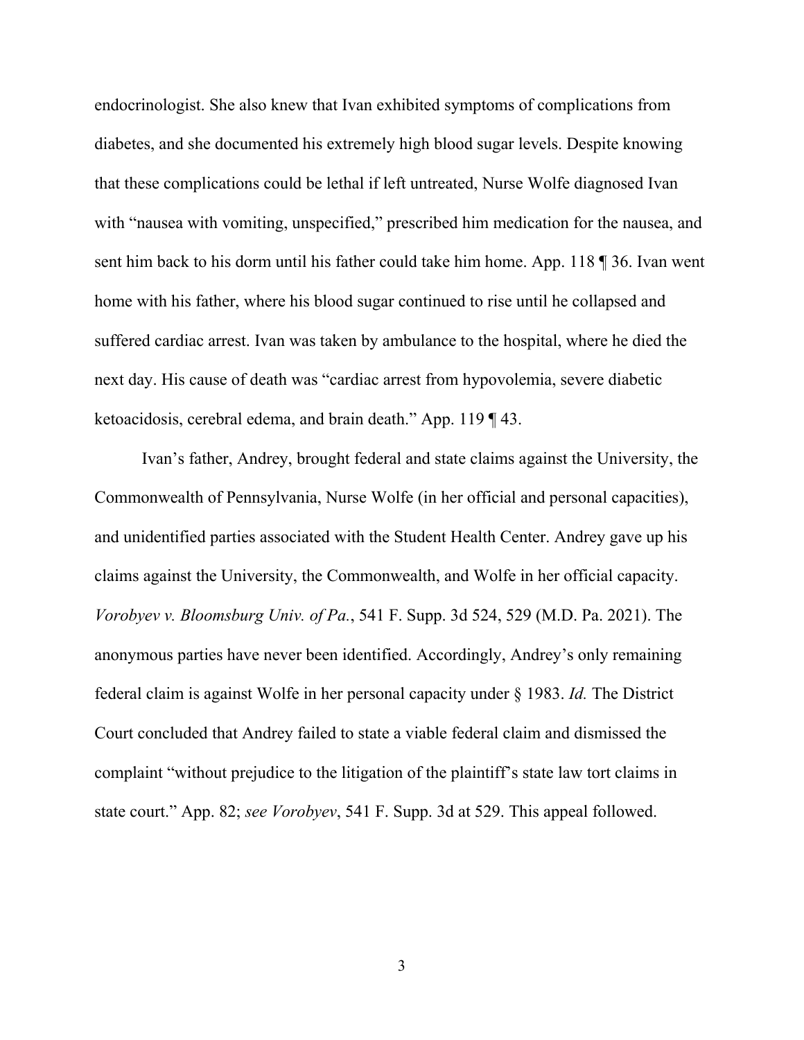endocrinologist. She also knew that Ivan exhibited symptoms of complications from diabetes, and she documented his extremely high blood sugar levels. Despite knowing that these complications could be lethal if left untreated, Nurse Wolfe diagnosed Ivan with "nausea with vomiting, unspecified," prescribed him medication for the nausea, and sent him back to his dorm until his father could take him home. App. 118 ¶ 36. Ivan went home with his father, where his blood sugar continued to rise until he collapsed and suffered cardiac arrest. Ivan was taken by ambulance to the hospital, where he died the next day. His cause of death was "cardiac arrest from hypovolemia, severe diabetic ketoacidosis, cerebral edema, and brain death." App. 119 ¶ 43.

Ivan's father, Andrey, brought federal and state claims against the University, the Commonwealth of Pennsylvania, Nurse Wolfe (in her official and personal capacities), and unidentified parties associated with the Student Health Center. Andrey gave up his claims against the University, the Commonwealth, and Wolfe in her official capacity. *Vorobyev v. Bloomsburg Univ. of Pa.*, 541 F. Supp. 3d 524, 529 (M.D. Pa. 2021). The anonymous parties have never been identified. Accordingly, Andrey's only remaining federal claim is against Wolfe in her personal capacity under § 1983. *Id.* The District Court concluded that Andrey failed to state a viable federal claim and dismissed the complaint "without prejudice to the litigation of the plaintiff's state law tort claims in state court." App. 82; *see Vorobyev*, 541 F. Supp. 3d at 529. This appeal followed.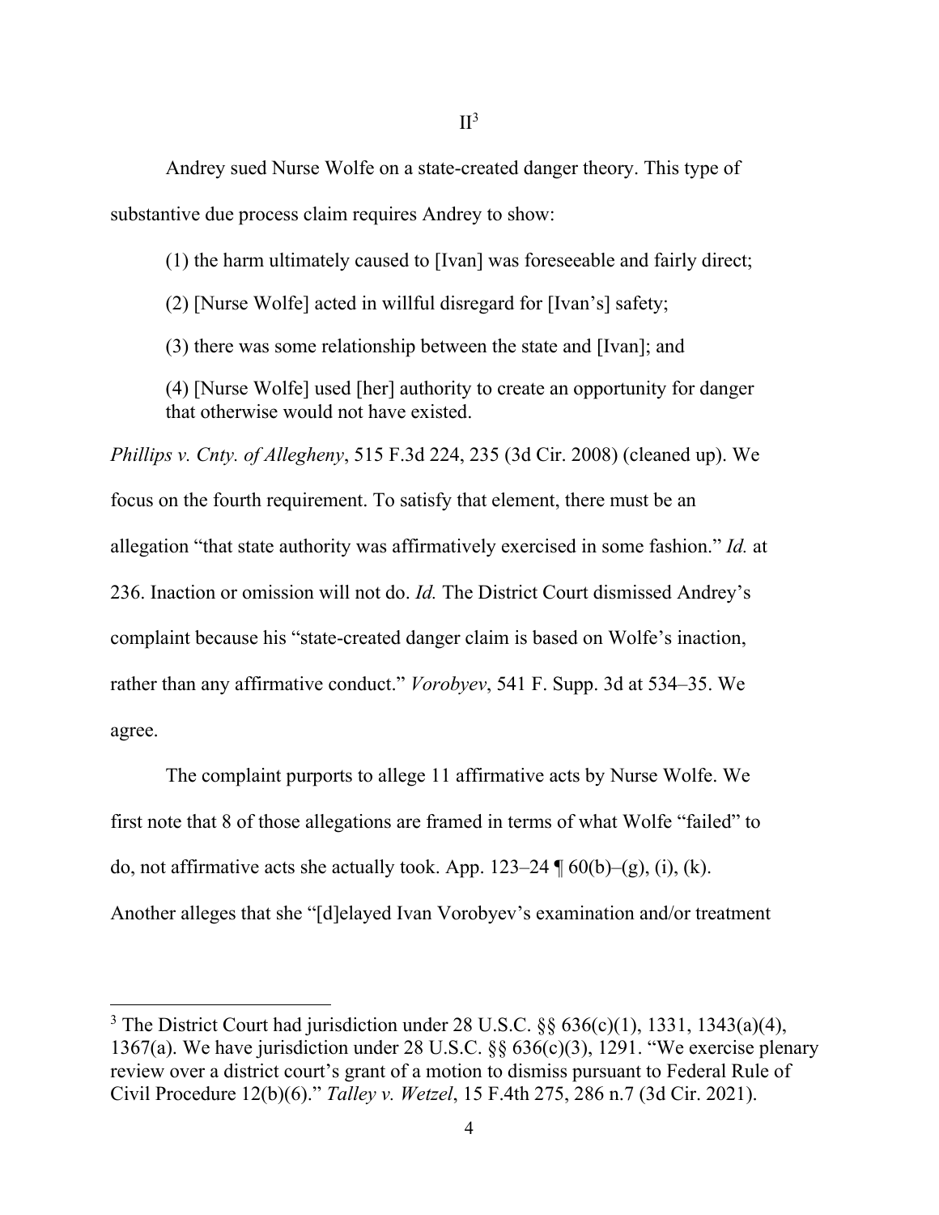# II[3]

Andrey sued Nurse Wolfe on a state-created danger theory. This type of substantive due process claim requires Andrey to show:

> (1) the harm ultimately caused to [Ivan] was foreseeable and fairly direct;
>
> (2) [Nurse Wolfe] acted in willful disregard for [Ivan's] safety;
>
> (3) there was some relationship between the state and [Ivan]; and
>
> (4) [Nurse Wolfe] used [her] authority to create an opportunity for danger that otherwise would not have existed.

*Phillips v. Cnty. of Allegheny*, 515 F.3d 224, 235 (3d Cir. 2008) (cleaned up). We focus on the fourth requirement. To satisfy that element, there must be an allegation "that state authority was affirmatively exercised in some fashion." *Id.* at 236. Inaction or omission will not do. *Id.* The District Court dismissed Andrey's complaint because his "state-created danger claim is based on Wolfe's inaction, rather than any affirmative conduct." *Vorobyev*, 541 F. Supp. 3d at 534–35. We agree.

The complaint purports to allege 11 affirmative acts by Nurse Wolfe. We first note that 8 of those allegations are framed in terms of what Wolfe "failed" to do, not affirmative acts she actually took. App. 123–24 ¶ 60(b)–(g), (i), (k). Another alleges that she "[d]elayed Ivan Vorobyev's examination and/or treatment

---

[3] The District Court had jurisdiction under 28 U.S.C. §§ 636(c)(1), 1331, 1343(a)(4), 1367(a). We have jurisdiction under 28 U.S.C. §§ 636(c)(3), 1291. "We exercise plenary review over a district court's grant of a motion to dismiss pursuant to Federal Rule of Civil Procedure 12(b)(6)." *Talley v. Wetzel*, 15 F.4th 275, 286 n.7 (3d Cir. 2021).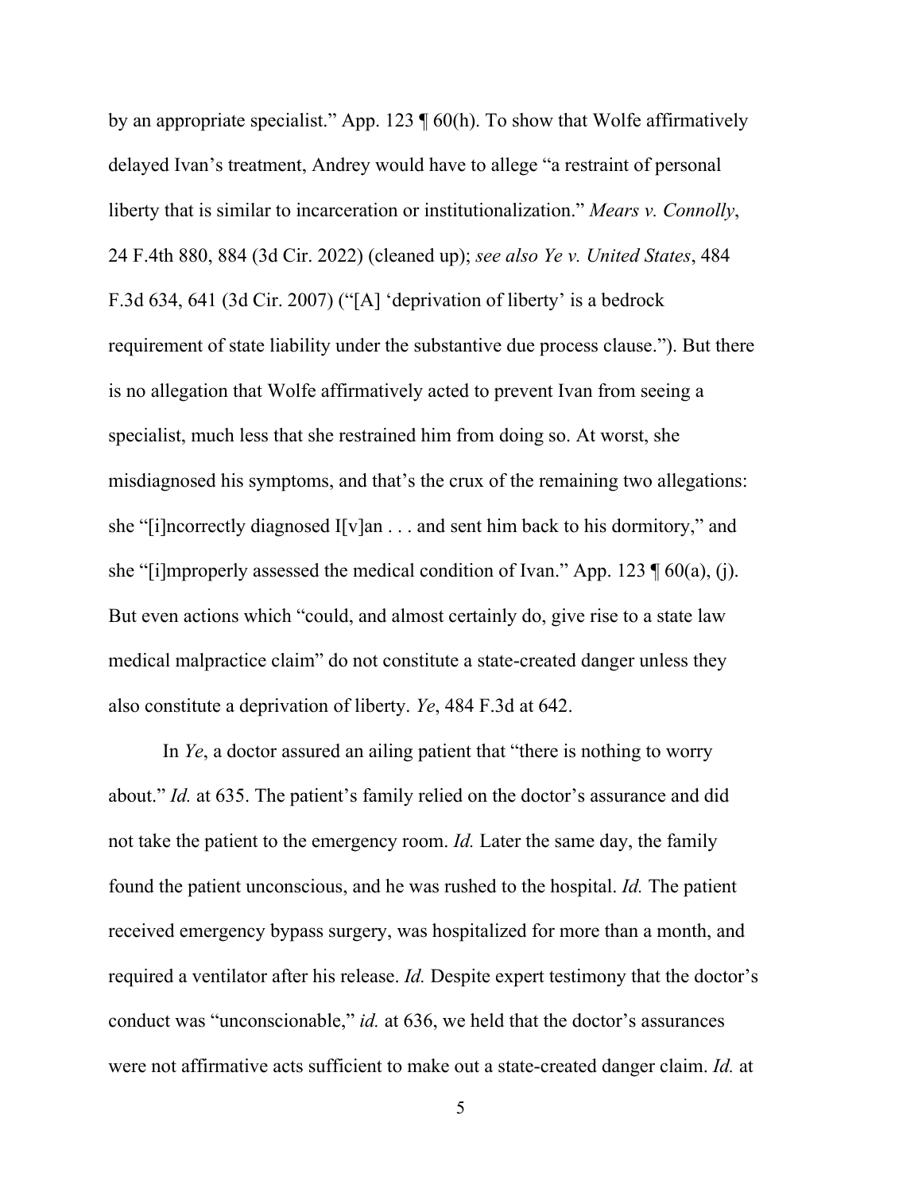by an appropriate specialist." App. 123 ¶ 60(h). To show that Wolfe affirmatively delayed Ivan's treatment, Andrey would have to allege "a restraint of personal liberty that is similar to incarceration or institutionalization." *Mears v. Connolly*, 24 F.4th 880, 884 (3d Cir. 2022) (cleaned up); *see also Ye v. United States*, 484 F.3d 634, 641 (3d Cir. 2007) ("[A] 'deprivation of liberty' is a bedrock requirement of state liability under the substantive due process clause."). But there is no allegation that Wolfe affirmatively acted to prevent Ivan from seeing a specialist, much less that she restrained him from doing so. At worst, she misdiagnosed his symptoms, and that's the crux of the remaining two allegations: she "[i]ncorrectly diagnosed I[v]an . . . and sent him back to his dormitory," and she "[i]mproperly assessed the medical condition of Ivan." App. 123 ¶ 60(a), (j). But even actions which "could, and almost certainly do, give rise to a state law medical malpractice claim" do not constitute a state-created danger unless they also constitute a deprivation of liberty. *Ye*, 484 F.3d at 642.

In *Ye*, a doctor assured an ailing patient that "there is nothing to worry about." *Id.* at 635. The patient's family relied on the doctor's assurance and did not take the patient to the emergency room. *Id.* Later the same day, the family found the patient unconscious, and he was rushed to the hospital. *Id.* The patient received emergency bypass surgery, was hospitalized for more than a month, and required a ventilator after his release. *Id.* Despite expert testimony that the doctor's conduct was "unconscionable," *id.* at 636, we held that the doctor's assurances were not affirmative acts sufficient to make out a state-created danger claim. *Id.* at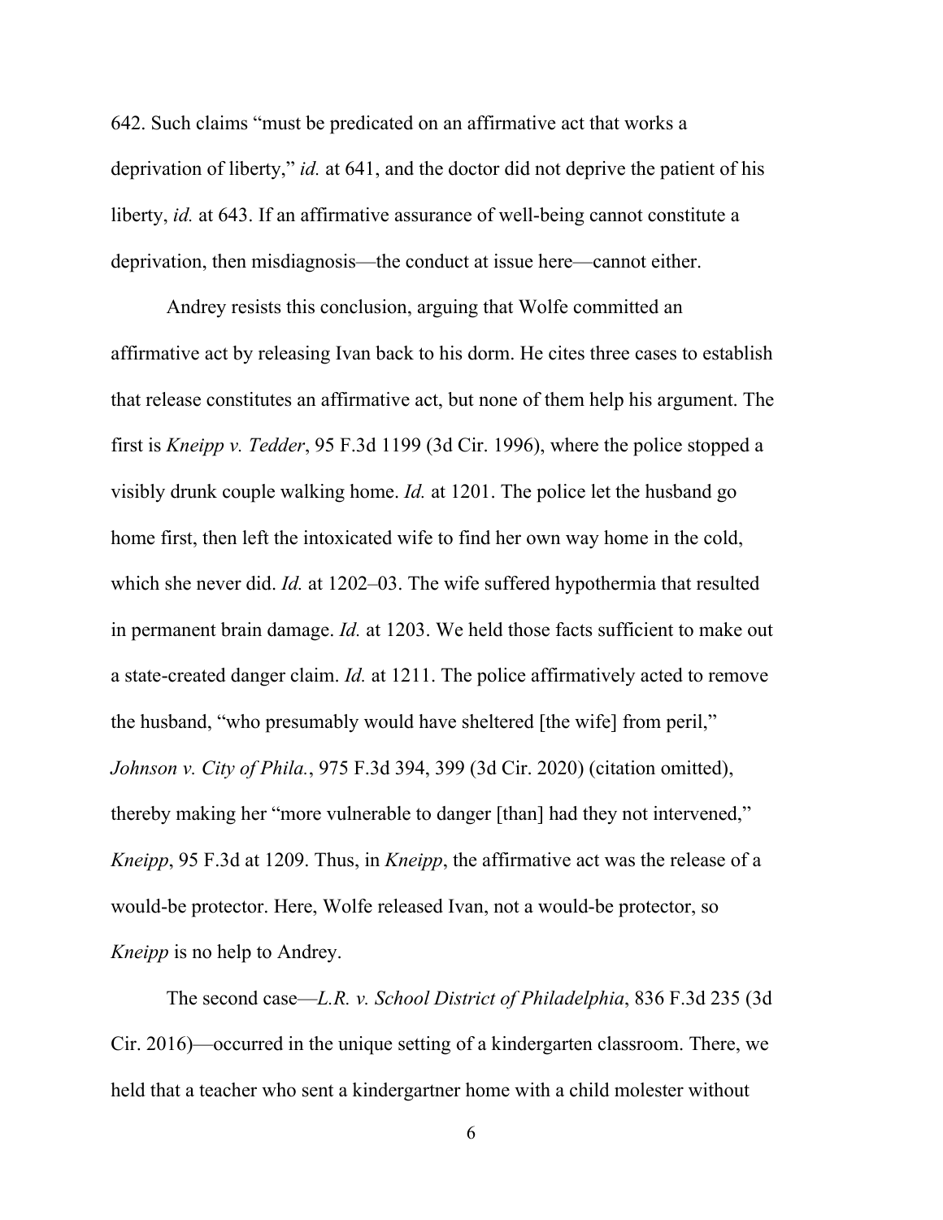642. Such claims "must be predicated on an affirmative act that works a deprivation of liberty," *id.* at 641, and the doctor did not deprive the patient of his liberty, *id.* at 643. If an affirmative assurance of well-being cannot constitute a deprivation, then misdiagnosis—the conduct at issue here—cannot either.

Andrey resists this conclusion, arguing that Wolfe committed an affirmative act by releasing Ivan back to his dorm. He cites three cases to establish that release constitutes an affirmative act, but none of them help his argument. The first is *Kneipp v. Tedder*, 95 F.3d 1199 (3d Cir. 1996), where the police stopped a visibly drunk couple walking home. *Id.* at 1201. The police let the husband go home first, then left the intoxicated wife to find her own way home in the cold, which she never did. *Id.* at 1202–03. The wife suffered hypothermia that resulted in permanent brain damage. *Id.* at 1203. We held those facts sufficient to make out a state-created danger claim. *Id.* at 1211. The police affirmatively acted to remove the husband, "who presumably would have sheltered [the wife] from peril," *Johnson v. City of Phila.*, 975 F.3d 394, 399 (3d Cir. 2020) (citation omitted), thereby making her "more vulnerable to danger [than] had they not intervened," *Kneipp*, 95 F.3d at 1209. Thus, in *Kneipp*, the affirmative act was the release of a would-be protector. Here, Wolfe released Ivan, not a would-be protector, so *Kneipp* is no help to Andrey.

The second case—*L.R. v. School District of Philadelphia*, 836 F.3d 235 (3d Cir. 2016)—occurred in the unique setting of a kindergarten classroom. There, we held that a teacher who sent a kindergartner home with a child molester without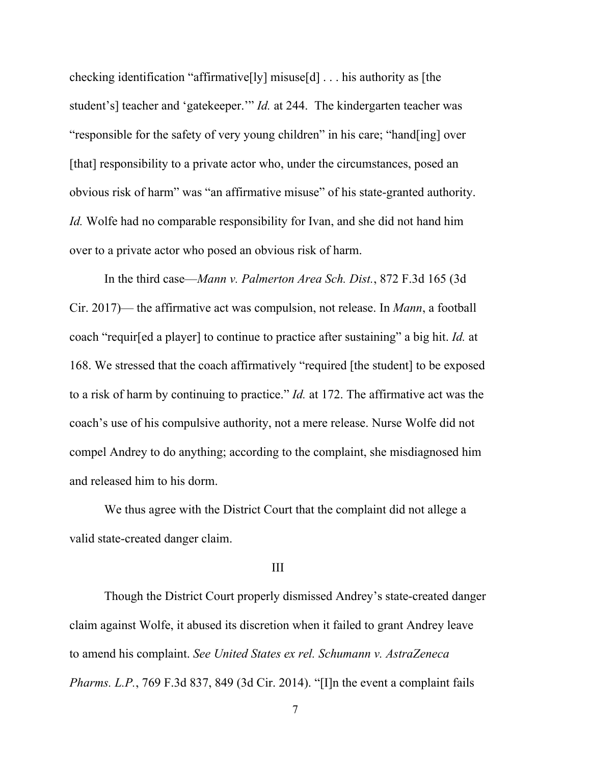checking identification "affirmative[ly] misuse[d] . . . his authority as [the student's] teacher and 'gatekeeper.'" *Id.* at 244. The kindergarten teacher was "responsible for the safety of very young children" in his care; "hand[ing] over [that] responsibility to a private actor who, under the circumstances, posed an obvious risk of harm" was "an affirmative misuse" of his state-granted authority. *Id.* Wolfe had no comparable responsibility for Ivan, and she did not hand him over to a private actor who posed an obvious risk of harm.

In the third case—*Mann v. Palmerton Area Sch. Dist.*, 872 F.3d 165 (3d Cir. 2017)— the affirmative act was compulsion, not release. In *Mann*, a football coach "requir[ed a player] to continue to practice after sustaining" a big hit. *Id.* at 168. We stressed that the coach affirmatively "required [the student] to be exposed to a risk of harm by continuing to practice." *Id.* at 172. The affirmative act was the coach's use of his compulsive authority, not a mere release. Nurse Wolfe did not compel Andrey to do anything; according to the complaint, she misdiagnosed him and released him to his dorm.

We thus agree with the District Court that the complaint did not allege a valid state-created danger claim.

## III

Though the District Court properly dismissed Andrey's state-created danger claim against Wolfe, it abused its discretion when it failed to grant Andrey leave to amend his complaint. *See United States ex rel. Schumann v. AstraZeneca Pharms. L.P.*, 769 F.3d 837, 849 (3d Cir. 2014). "[I]n the event a complaint fails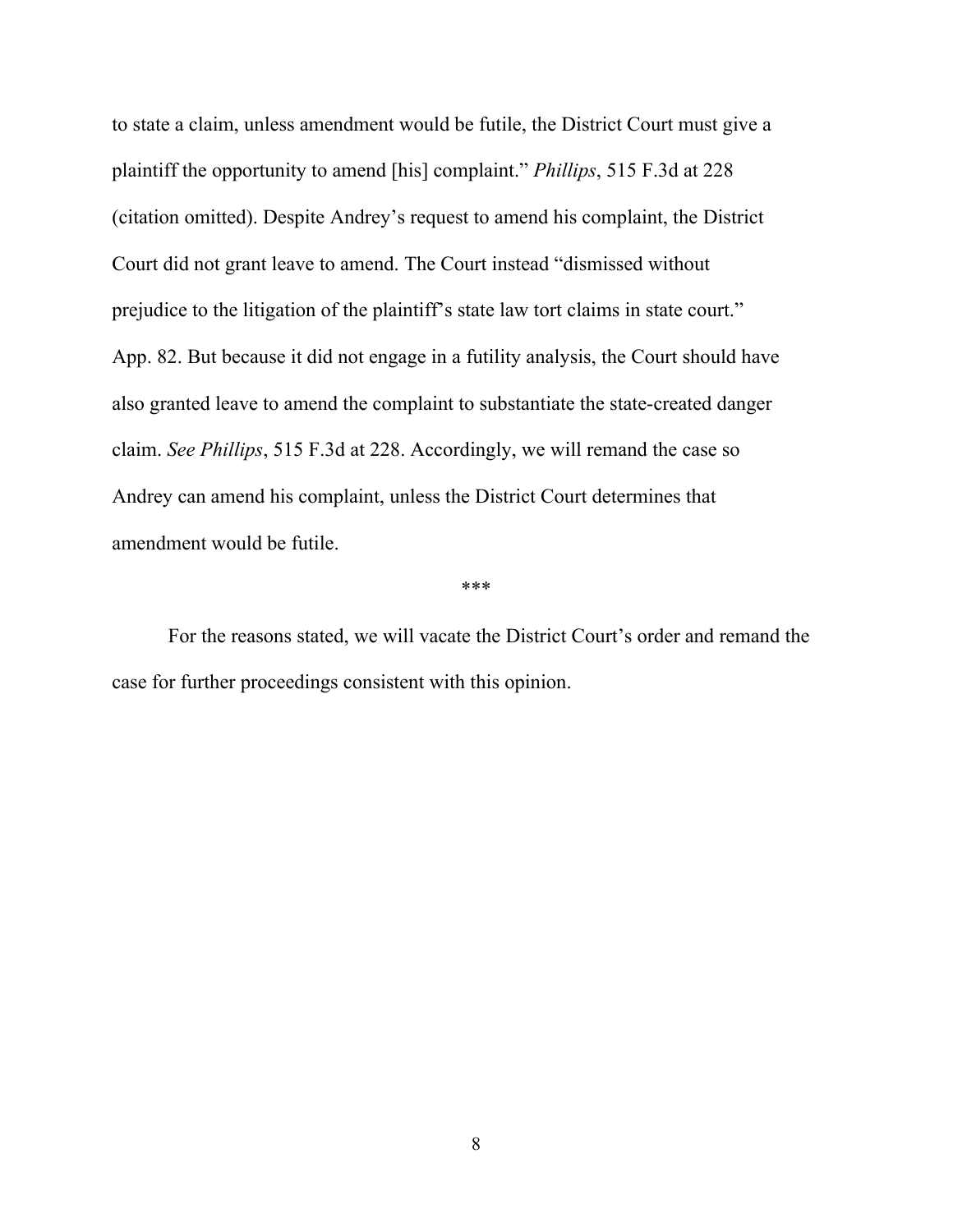to state a claim, unless amendment would be futile, the District Court must give a plaintiff the opportunity to amend [his] complaint." *Phillips*, 515 F.3d at 228 (citation omitted). Despite Andrey's request to amend his complaint, the District Court did not grant leave to amend. The Court instead "dismissed without prejudice to the litigation of the plaintiff's state law tort claims in state court." App. 82. But because it did not engage in a futility analysis, the Court should have also granted leave to amend the complaint to substantiate the state-created danger claim. *See Phillips*, 515 F.3d at 228. Accordingly, we will remand the case so Andrey can amend his complaint, unless the District Court determines that amendment would be futile.

\*\*\*

For the reasons stated, we will vacate the District Court's order and remand the case for further proceedings consistent with this opinion.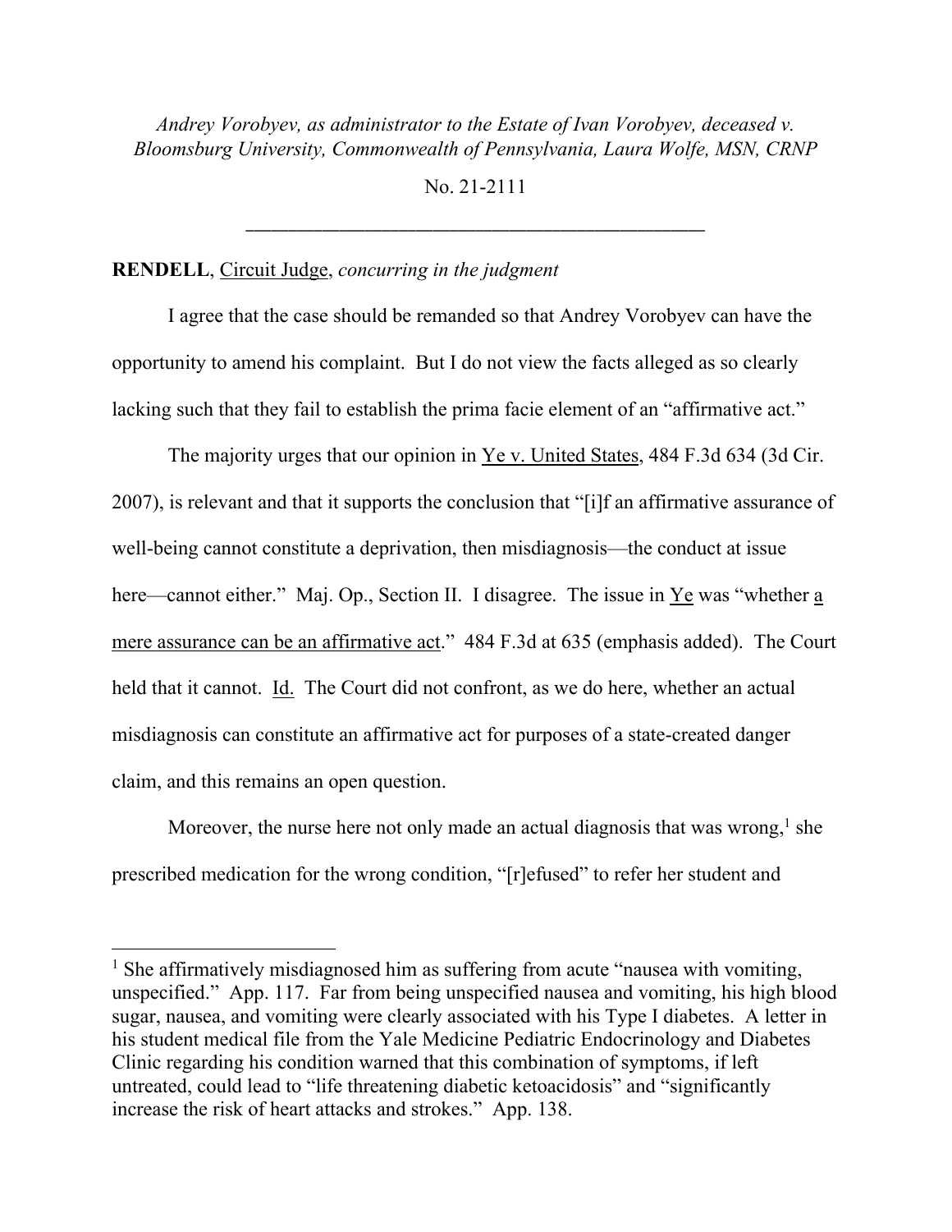*Andrey Vorobyev, as administrator to the Estate of Ivan Vorobyev, deceased v. Bloomsburg University, Commonwealth of Pennsylvania, Laura Wolfe, MSN, CRNP*

No. 21-2111

---

**RENDELL**, Circuit Judge, *concurring in the judgment*

I agree that the case should be remanded so that Andrey Vorobyev can have the opportunity to amend his complaint. But I do not view the facts alleged as so clearly lacking such that they fail to establish the prima facie element of an "affirmative act."

The majority urges that our opinion in Ye v. United States, 484 F.3d 634 (3d Cir. 2007), is relevant and that it supports the conclusion that "[i]f an affirmative assurance of well-being cannot constitute a deprivation, then misdiagnosis—the conduct at issue here—cannot either." Maj. Op., Section II. I disagree. The issue in Ye was "whether a mere assurance can be an affirmative act." 484 F.3d at 635 (emphasis added). The Court held that it cannot. Id. The Court did not confront, as we do here, whether an actual misdiagnosis can constitute an affirmative act for purposes of a state-created danger claim, and this remains an open question.

Moreover, the nurse here not only made an actual diagnosis that was wrong,[1] she prescribed medication for the wrong condition, "[r]efused" to refer her student and

---

[1] She affirmatively misdiagnosed him as suffering from acute "nausea with vomiting, unspecified." App. 117. Far from being unspecified nausea and vomiting, his high blood sugar, nausea, and vomiting were clearly associated with his Type I diabetes. A letter in his student medical file from the Yale Medicine Pediatric Endocrinology and Diabetes Clinic regarding his condition warned that this combination of symptoms, if left untreated, could lead to "life threatening diabetic ketoacidosis" and "significantly increase the risk of heart attacks and strokes." App. 138.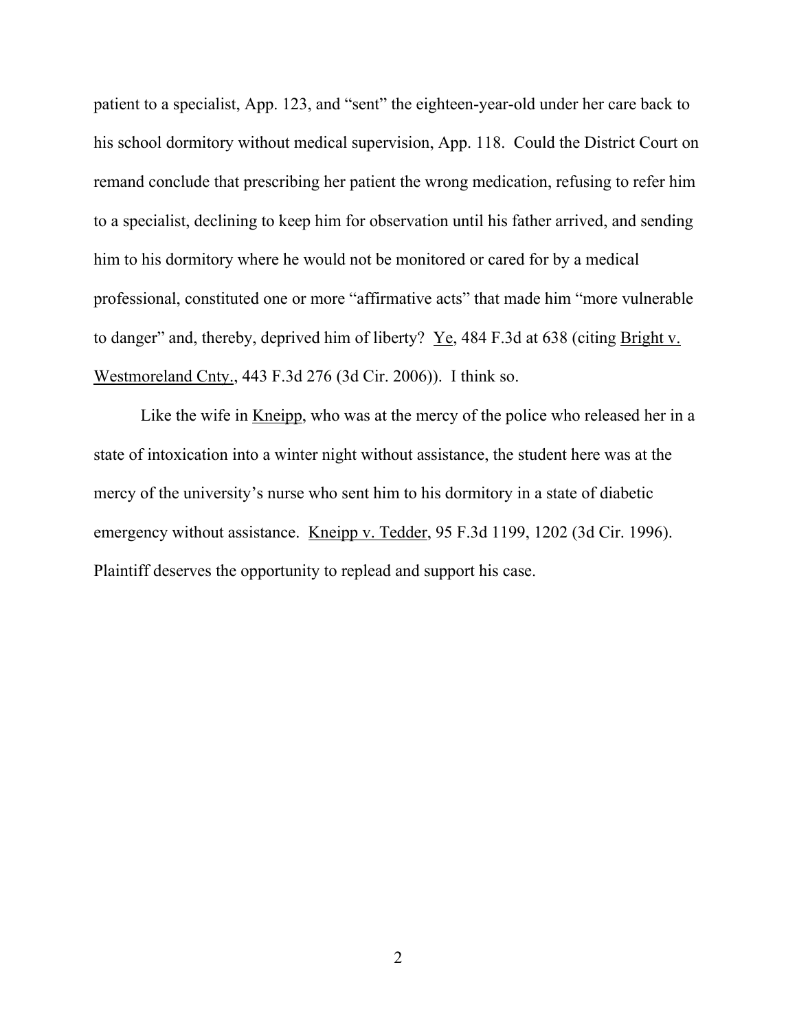patient to a specialist, App. 123, and "sent" the eighteen-year-old under her care back to his school dormitory without medical supervision, App. 118. Could the District Court on remand conclude that prescribing her patient the wrong medication, refusing to refer him to a specialist, declining to keep him for observation until his father arrived, and sending him to his dormitory where he would not be monitored or cared for by a medical professional, constituted one or more "affirmative acts" that made him "more vulnerable to danger" and, thereby, deprived him of liberty? Ye, 484 F.3d at 638 (citing Bright v. Westmoreland Cnty., 443 F.3d 276 (3d Cir. 2006)). I think so.

Like the wife in Kneipp, who was at the mercy of the police who released her in a state of intoxication into a winter night without assistance, the student here was at the mercy of the university's nurse who sent him to his dormitory in a state of diabetic emergency without assistance. Kneipp v. Tedder, 95 F.3d 1199, 1202 (3d Cir. 1996). Plaintiff deserves the opportunity to replead and support his case.